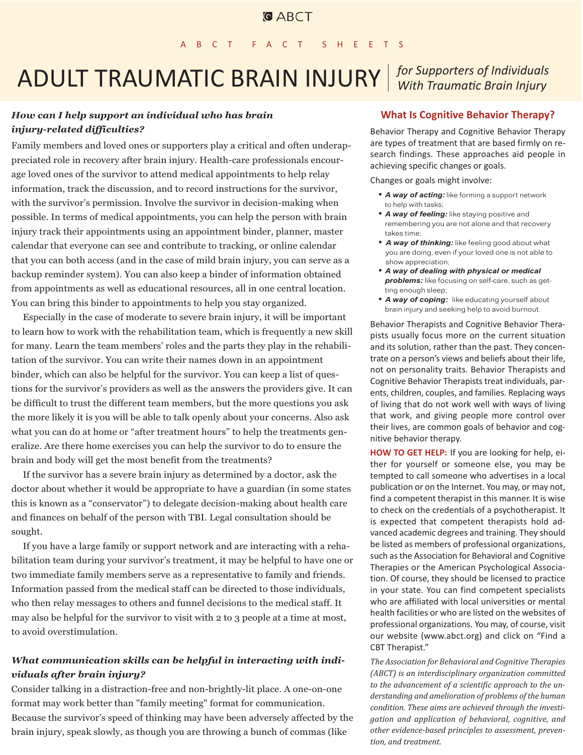ABCT

ABCT FACT SHEETS

# ADULT TRAUMATIC BRAIN INJURY | *for Supporters of Individuals With Traumatic Brain Injury*

### *How can I help support an individual who has brain injury-related difficulties?*

Family members and loved ones or supporters play a critical and often underappreciated role in recovery after brain injury. Health-care professionals encourage loved ones of the survivor to attend medical appointments to help relay information, track the discussion, and to record instructions for the survivor, with the survivor's permission. Involve the survivor in decision-making when possible. In terms of medical appointments, you can help the person with brain injury track their appointments using an appointment binder, planner, master calendar that everyone can see and contribute to tracking, or online calendar that you can both access (and in the case of mild brain injury, you can serve as a backup reminder system). You can also keep a binder of information obtained from appointments as well as educational resources, all in one central location. You can bring this binder to appointments to help you stay organized.

Especially in the case of moderate to severe brain injury, it will be important to learn how to work with the rehabilitation team, which is frequently a new skill for many. Learn the team members' roles and the parts they play in the rehabilitation of the survivor. You can write their names down in an appointment binder, which can also be helpful for the survivor. You can keep a list of questions for the survivor's providers as well as the answers the providers give. It can be difficult to trust the different team members, but the more questions you ask the more likely it is you will be able to talk openly about your concerns. Also ask what you can do at home or "after treatment hours" to help the treatments generalize. Are there home exercises you can help the survivor to do to ensure the brain and body will get the most benefit from the treatments?

If the survivor has a severe brain injury as determined by a doctor, ask the doctor about whether it would be appropriate to have a guardian (in some states this is known as a "conservator") to delegate decision-making about health care and finances on behalf of the person with TBI. Legal consultation should be sought.

If you have a large family or support network and are interacting with a rehabilitation team during your survivor's treatment, it may be helpful to have one or two immediate family members serve as a representative to family and friends. Information passed from the medical staff can be directed to those individuals, who then relay messages to others and funnel decisions to the medical staff. It may also be helpful for the survivor to visit with 2 to 3 people at a time at most, to avoid overstimulation.

### *What communication skills can be helpful in interacting with individuals after brain injury?*

Consider talking in a distraction-free and non-brightly-lit place. A one-on-one format may work better than "family meeting" format for communication. Because the survivor's speed of thinking may have been adversely affected by the brain injury, speak slowly, as though you are throwing a bunch of commas (like

## What Is Cognitive Behavior Therapy?

Behavior Therapy and Cognitive Behavior Therapy are types of treatment that are based firmly on research findings. These approaches aid people in achieving specific changes or goals.

Changes or goals might involve:

- ***A way of acting:*** like forming a support network to help with tasks;
- ***A way of feeling:*** like staying positive and remembering you are not alone and that recovery takes time;
- ***A way of thinking:*** like feeling good about what you are doing, even if your loved one is not able to show appreciation;
- ***A way of dealing with physical or medical problems:*** like focusing on self-care, such as getting enough sleep;
- ***A way of coping:*** like educating yourself about brain injury and seeking help to avoid burnout.

Behavior Therapists and Cognitive Behavior Therapists usually focus more on the current situation and its solution, rather than the past. They concentrate on a person's views and beliefs about their life, not on personality traits. Behavior Therapists and Cognitive Behavior Therapists treat individuals, parents, children, couples, and families. Replacing ways of living that do not work well with ways of living that work, and giving people more control over their lives, are common goals of behavior and cognitive behavior therapy.

**HOW TO GET HELP:** If you are looking for help, either for yourself or someone else, you may be tempted to call someone who advertises in a local publication or on the Internet. You may, or may not, find a competent therapist in this manner. It is wise to check on the credentials of a psychotherapist. It is expected that competent therapists hold advanced academic degrees and training. They should be listed as members of professional organizations, such as the Association for Behavioral and Cognitive Therapies or the American Psychological Association. Of course, they should be licensed to practice in your state. You can find competent specialists who are affiliated with local universities or mental health facilities or who are listed on the websites of professional organizations. You may, of course, visit our website (www.abct.org) and click on "Find a CBT Therapist."

*The Association for Behavioral and Cognitive Therapies (ABCT) is an interdisciplinary organization committed to the advancement of a scientific approach to the understanding and amelioration of problems of the human condition. These aims are achieved through the investigation and application of behavioral, cognitive, and other evidence-based principles to assessment, prevention, and treatment.*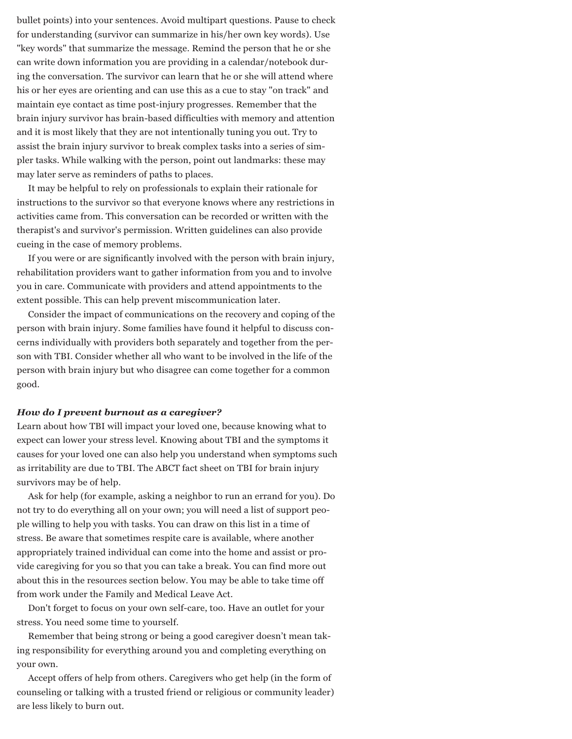bullet points) into your sentences. Avoid multipart questions. Pause to check for understanding (survivor can summarize in his/her own key words). Use "key words" that summarize the message. Remind the person that he or she can write down information you are providing in a calendar/notebook during the conversation. The survivor can learn that he or she will attend where his or her eyes are orienting and can use this as a cue to stay "on track" and maintain eye contact as time post-injury progresses. Remember that the brain injury survivor has brain-based difficulties with memory and attention and it is most likely that they are not intentionally tuning you out. Try to assist the brain injury survivor to break complex tasks into a series of simpler tasks. While walking with the person, point out landmarks: these may may later serve as reminders of paths to places.

It may be helpful to rely on professionals to explain their rationale for instructions to the survivor so that everyone knows where any restrictions in activities came from. This conversation can be recorded or written with the therapist's and survivor's permission. Written guidelines can also provide cueing in the case of memory problems.

If you were or are significantly involved with the person with brain injury, rehabilitation providers want to gather information from you and to involve you in care. Communicate with providers and attend appointments to the extent possible. This can help prevent miscommunication later.

Consider the impact of communications on the recovery and coping of the person with brain injury. Some families have found it helpful to discuss concerns individually with providers both separately and together from the person with TBI. Consider whether all who want to be involved in the life of the person with brain injury but who disagree can come together for a common good.

### *How do I prevent burnout as a caregiver?*

Learn about how TBI will impact your loved one, because knowing what to expect can lower your stress level. Knowing about TBI and the symptoms it causes for your loved one can also help you understand when symptoms such as irritability are due to TBI. The ABCT fact sheet on TBI for brain injury survivors may be of help.

Ask for help (for example, asking a neighbor to run an errand for you). Do not try to do everything all on your own; you will need a list of support people willing to help you with tasks. You can draw on this list in a time of stress. Be aware that sometimes respite care is available, where another appropriately trained individual can come into the home and assist or provide caregiving for you so that you can take a break. You can find more out about this in the resources section below. You may be able to take time off from work under the Family and Medical Leave Act.

Don't forget to focus on your own self-care, too. Have an outlet for your stress. You need some time to yourself.

Remember that being strong or being a good caregiver doesn't mean taking responsibility for everything around you and completing everything on your own.

Accept offers of help from others. Caregivers who get help (in the form of counseling or talking with a trusted friend or religious or community leader) are less likely to burn out.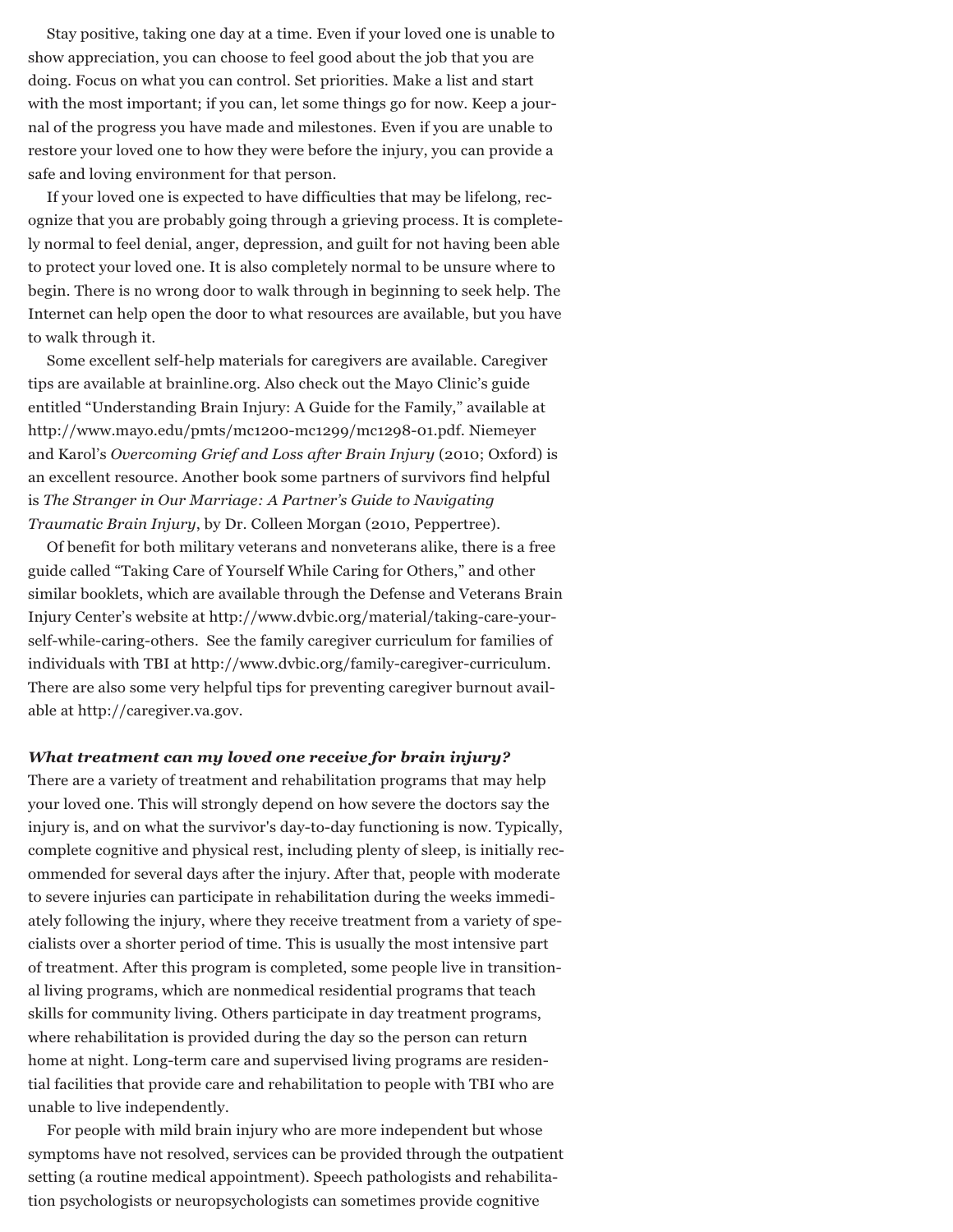Stay positive, taking one day at a time. Even if your loved one is unable to show appreciation, you can choose to feel good about the job that you are doing. Focus on what you can control. Set priorities. Make a list and start with the most important; if you can, let some things go for now. Keep a journal of the progress you have made and milestones. Even if you are unable to restore your loved one to how they were before the injury, you can provide a safe and loving environment for that person.

If your loved one is expected to have difficulties that may be lifelong, recognize that you are probably going through a grieving process. It is completely normal to feel denial, anger, depression, and guilt for not having been able to protect your loved one. It is also completely normal to be unsure where to begin. There is no wrong door to walk through in beginning to seek help. The Internet can help open the door to what resources are available, but you have to walk through it.

Some excellent self-help materials for caregivers are available. Caregiver tips are available at brainline.org. Also check out the Mayo Clinic's guide entitled "Understanding Brain Injury: A Guide for the Family," available at http://www.mayo.edu/pmts/mc1200-mc1299/mc1298-01.pdf. Niemeyer and Karol's *Overcoming Grief and Loss after Brain Injury* (2010; Oxford) is an excellent resource. Another book some partners of survivors find helpful is *The Stranger in Our Marriage: A Partner's Guide to Navigating Traumatic Brain Injury*, by Dr. Colleen Morgan (2010, Peppertree).

Of benefit for both military veterans and nonveterans alike, there is a free guide called "Taking Care of Yourself While Caring for Others," and other similar booklets, which are available through the Defense and Veterans Brain Injury Center's website at http://www.dvbic.org/material/taking-care-yourself-while-caring-others. See the family caregiver curriculum for families of individuals with TBI at http://www.dvbic.org/family-caregiver-curriculum. There are also some very helpful tips for preventing caregiver burnout available at http://caregiver.va.gov.

***What treatment can my loved one receive for brain injury?***

There are a variety of treatment and rehabilitation programs that may help your loved one. This will strongly depend on how severe the doctors say the injury is, and on what the survivor's day-to-day functioning is now. Typically, complete cognitive and physical rest, including plenty of sleep, is initially recommended for several days after the injury. After that, people with moderate to severe injuries can participate in rehabilitation during the weeks immediately following the injury, where they receive treatment from a variety of specialists over a shorter period of time. This is usually the most intensive part of treatment. After this program is completed, some people live in transitional living programs, which are nonmedical residential programs that teach skills for community living. Others participate in day treatment programs, where rehabilitation is provided during the day so the person can return home at night. Long-term care and supervised living programs are residential facilities that provide care and rehabilitation to people with TBI who are unable to live independently.

For people with mild brain injury who are more independent but whose symptoms have not resolved, services can be provided through the outpatient setting (a routine medical appointment). Speech pathologists and rehabilitation psychologists or neuropsychologists can sometimes provide cognitive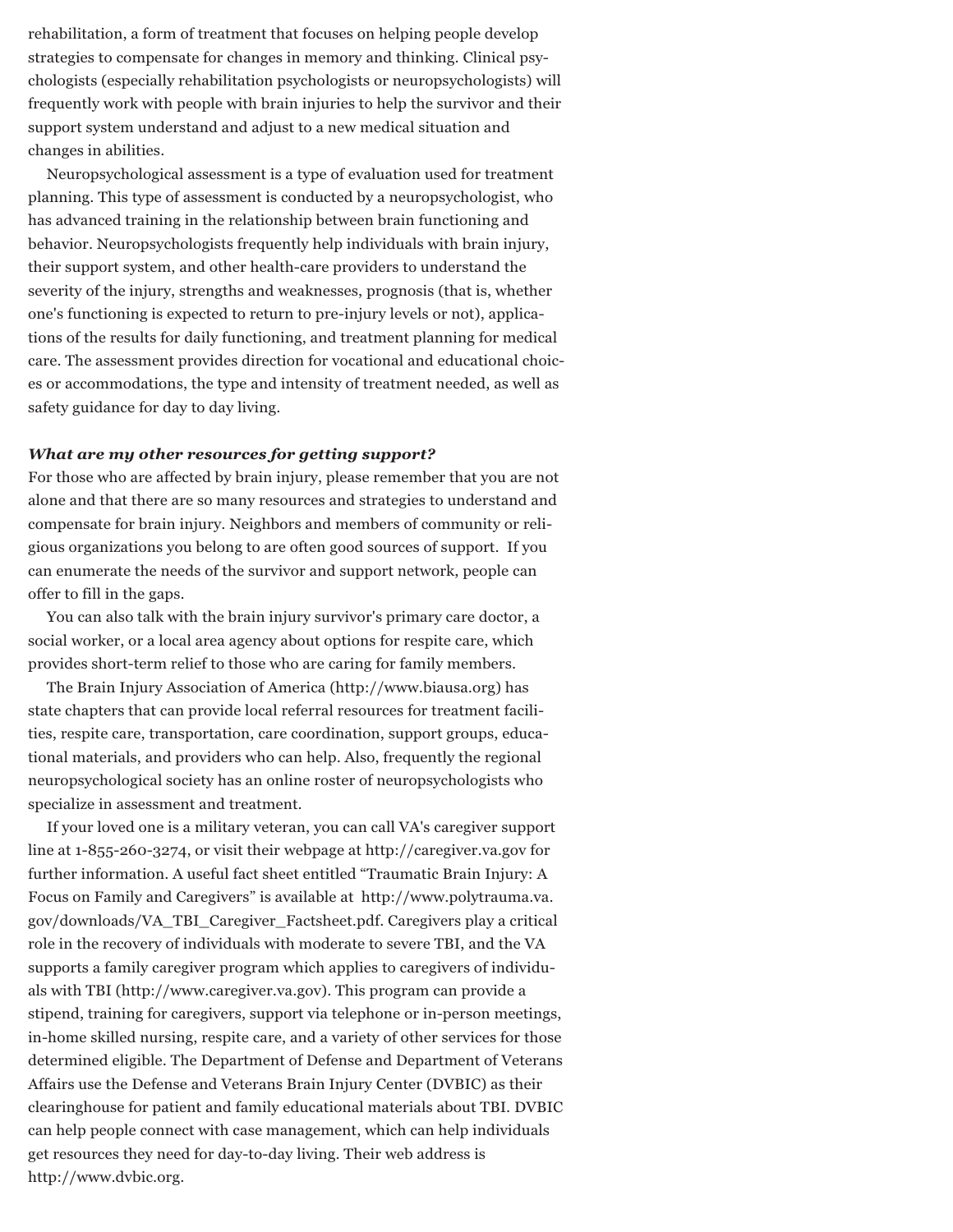rehabilitation, a form of treatment that focuses on helping people develop strategies to compensate for changes in memory and thinking. Clinical psychologists (especially rehabilitation psychologists or neuropsychologists) will frequently work with people with brain injuries to help the survivor and their support system understand and adjust to a new medical situation and changes in abilities.

Neuropsychological assessment is a type of evaluation used for treatment planning. This type of assessment is conducted by a neuropsychologist, who has advanced training in the relationship between brain functioning and behavior. Neuropsychologists frequently help individuals with brain injury, their support system, and other health-care providers to understand the severity of the injury, strengths and weaknesses, prognosis (that is, whether one's functioning is expected to return to pre-injury levels or not), applications of the results for daily functioning, and treatment planning for medical care. The assessment provides direction for vocational and educational choices or accommodations, the type and intensity of treatment needed, as well as safety guidance for day to day living.

***What are my other resources for getting support?***

For those who are affected by brain injury, please remember that you are not alone and that there are so many resources and strategies to understand and compensate for brain injury. Neighbors and members of community or religious organizations you belong to are often good sources of support. If you can enumerate the needs of the survivor and support network, people can offer to fill in the gaps.

You can also talk with the brain injury survivor's primary care doctor, a social worker, or a local area agency about options for respite care, which provides short-term relief to those who are caring for family members.

The Brain Injury Association of America (http://www.biausa.org) has state chapters that can provide local referral resources for treatment facilities, respite care, transportation, care coordination, support groups, educational materials, and providers who can help. Also, frequently the regional neuropsychological society has an online roster of neuropsychologists who specialize in assessment and treatment.

If your loved one is a military veteran, you can call VA's caregiver support line at 1-855-260-3274, or visit their webpage at http://caregiver.va.gov for further information. A useful fact sheet entitled "Traumatic Brain Injury: A Focus on Family and Caregivers" is available at http://www.polytrauma.va.gov/downloads/VA_TBI_Caregiver_Factsheet.pdf. Caregivers play a critical role in the recovery of individuals with moderate to severe TBI, and the VA supports a family caregiver program which applies to caregivers of individuals with TBI (http://www.caregiver.va.gov). This program can provide a stipend, training for caregivers, support via telephone or in-person meetings, in-home skilled nursing, respite care, and a variety of other services for those determined eligible. The Department of Defense and Department of Veterans Affairs use the Defense and Veterans Brain Injury Center (DVBIC) as their clearinghouse for patient and family educational materials about TBI. DVBIC can help people connect with case management, which can help individuals get resources they need for day-to-day living. Their web address is http://www.dvbic.org.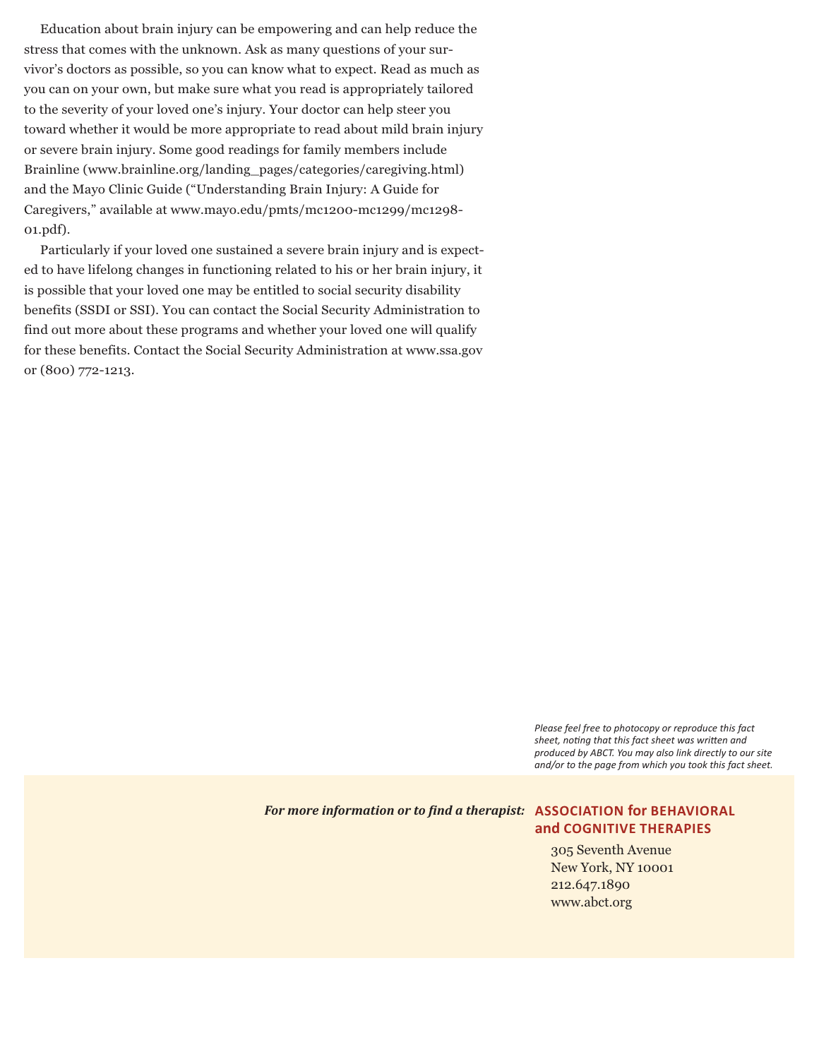Education about brain injury can be empowering and can help reduce the stress that comes with the unknown. Ask as many questions of your survivor's doctors as possible, so you can know what to expect. Read as much as you can on your own, but make sure what you read is appropriately tailored to the severity of your loved one's injury. Your doctor can help steer you toward whether it would be more appropriate to read about mild brain injury or severe brain injury. Some good readings for family members include Brainline (www.brainline.org/landing_pages/categories/caregiving.html) and the Mayo Clinic Guide ("Understanding Brain Injury: A Guide for Caregivers," available at www.mayo.edu/pmts/mc1200-mc1299/mc1298-01.pdf).

Particularly if your loved one sustained a severe brain injury and is expected to have lifelong changes in functioning related to his or her brain injury, it is possible that your loved one may be entitled to social security disability benefits (SSDI or SSI). You can contact the Social Security Administration to find out more about these programs and whether your loved one will qualify for these benefits. Contact the Social Security Administration at www.ssa.gov or (800) 772-1213.

*Please feel free to photocopy or reproduce this fact sheet, noting that this fact sheet was written and produced by ABCT. You may also link directly to our site and/or to the page from which you took this fact sheet.*

***For more information or to find a therapist:***

**ASSOCIATION for BEHAVIORAL and COGNITIVE THERAPIES**

305 Seventh Avenue
New York, NY 10001
212.647.1890
www.abct.org